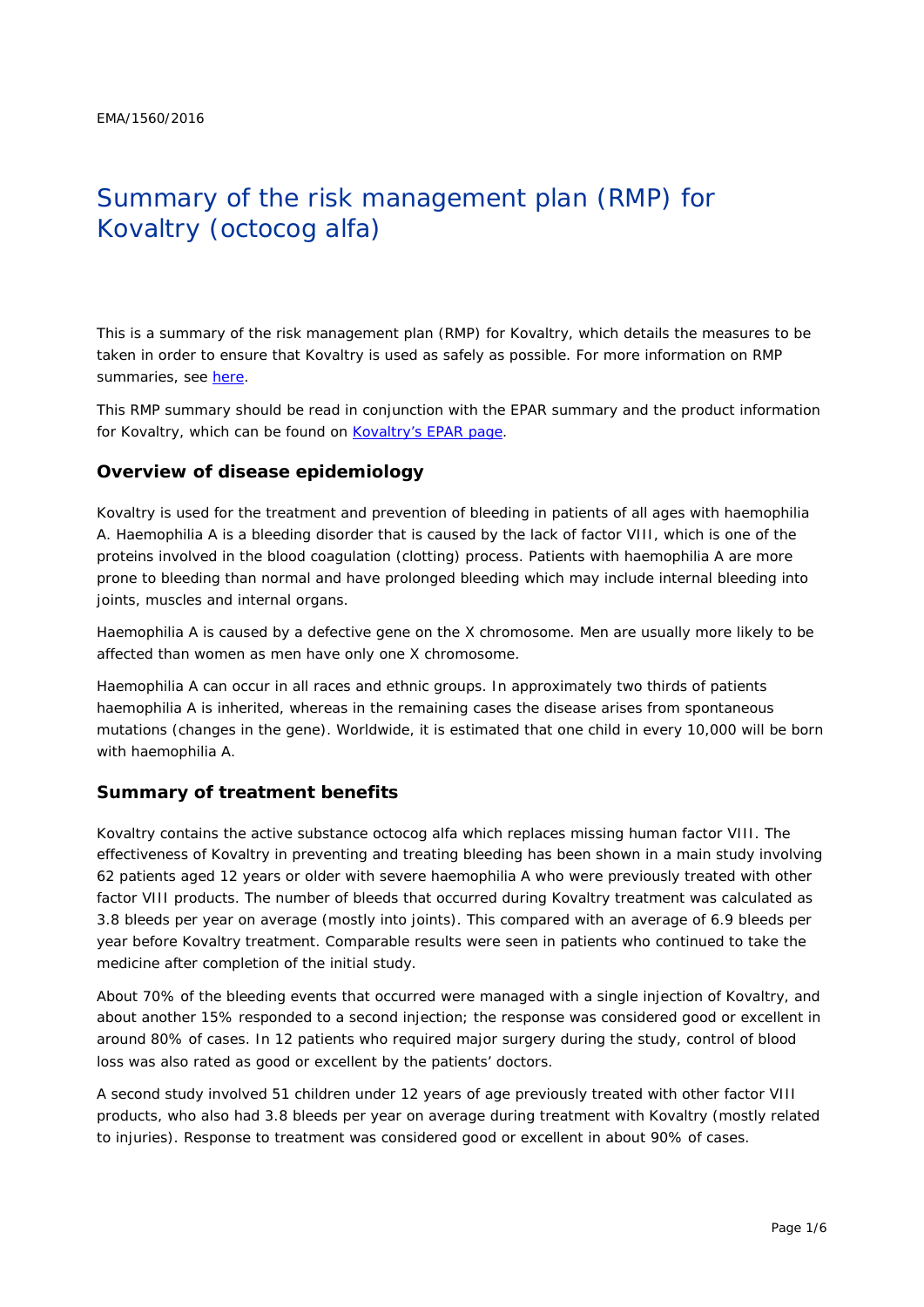EMA/1560/2016

# Summary of the risk management plan (RMP) for Kovaltry (octocog alfa)

This is a summary of the risk management plan (RMP) for Kovaltry, which details the measures to be taken in order to ensure that Kovaltry is used as safely as possible. For more information on RMP summaries, see [here](#).

This RMP summary should be read in conjunction with the EPAR summary and the product information for Kovaltry, which can be found on [Kovaltry's EPAR page](#).

## Overview of disease epidemiology

Kovaltry is used for the treatment and prevention of bleeding in patients of all ages with haemophilia A. Haemophilia A is a bleeding disorder that is caused by the lack of factor VIII, which is one of the proteins involved in the blood coagulation (clotting) process. Patients with haemophilia A are more prone to bleeding than normal and have prolonged bleeding which may include internal bleeding into joints, muscles and internal organs.

Haemophilia A is caused by a defective gene on the X chromosome. Men are usually more likely to be affected than women as men have only one X chromosome.

Haemophilia A can occur in all races and ethnic groups. In approximately two thirds of patients haemophilia A is inherited, whereas in the remaining cases the disease arises from spontaneous mutations (changes in the gene). Worldwide, it is estimated that one child in every 10,000 will be born with haemophilia A.

## Summary of treatment benefits

Kovaltry contains the active substance octocog alfa which replaces missing human factor VIII. The effectiveness of Kovaltry in preventing and treating bleeding has been shown in a main study involving 62 patients aged 12 years or older with severe haemophilia A who were previously treated with other factor VIII products. The number of bleeds that occurred during Kovaltry treatment was calculated as 3.8 bleeds per year on average (mostly into joints). This compared with an average of 6.9 bleeds per year before Kovaltry treatment. Comparable results were seen in patients who continued to take the medicine after completion of the initial study.

About 70% of the bleeding events that occurred were managed with a single injection of Kovaltry, and about another 15% responded to a second injection; the response was considered good or excellent in around 80% of cases. In 12 patients who required major surgery during the study, control of blood loss was also rated as good or excellent by the patients' doctors.

A second study involved 51 children under 12 years of age previously treated with other factor VIII products, who also had 3.8 bleeds per year on average during treatment with Kovaltry (mostly related to injuries). Response to treatment was considered good or excellent in about 90% of cases.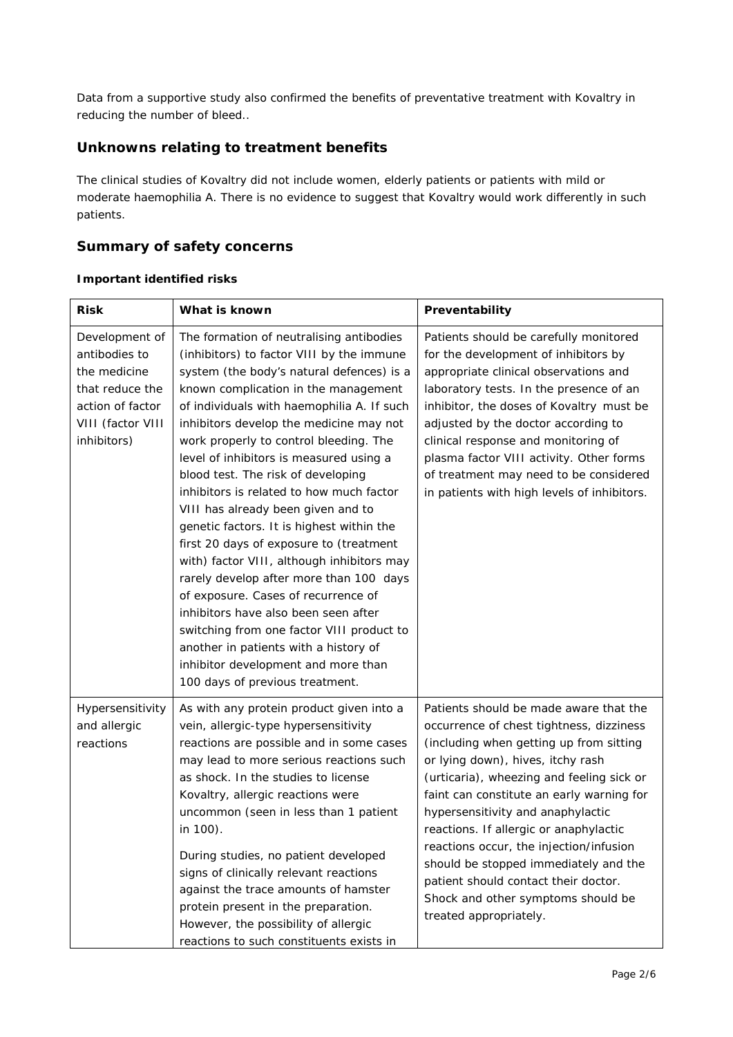Data from a supportive study also confirmed the benefits of preventative treatment with Kovaltry in reducing the number of bleed..

## Unknowns relating to treatment benefits

The clinical studies of Kovaltry did not include women, elderly patients or patients with mild or moderate haemophilia A. There is no evidence to suggest that Kovaltry would work differently in such patients.

## Summary of safety concerns

### Important identified risks

| Risk | What is known | Preventability |
|---|---|---|
| Development of antibodies to the medicine that reduce the action of factor VIII (factor VIII inhibitors) | The formation of neutralising antibodies (inhibitors) to factor VIII by the immune system (the body's natural defences) is a known complication in the management of individuals with haemophilia A. If such inhibitors develop the medicine may not work properly to control bleeding. The level of inhibitors is measured using a blood test. The risk of developing inhibitors is related to how much factor VIII has already been given and to genetic factors. It is highest within the first 20 days of exposure to (treatment with) factor VIII, although inhibitors may rarely develop after more than 100 days of exposure. Cases of recurrence of inhibitors have also been seen after switching from one factor VIII product to another in patients with a history of inhibitor development and more than 100 days of previous treatment. | Patients should be carefully monitored for the development of inhibitors by appropriate clinical observations and laboratory tests. In the presence of an inhibitor, the doses of Kovaltry must be adjusted by the doctor according to clinical response and monitoring of plasma factor VIII activity. Other forms of treatment may need to be considered in patients with high levels of inhibitors. |
| Hypersensitivity and allergic reactions | As with any protein product given into a vein, allergic-type hypersensitivity reactions are possible and in some cases may lead to more serious reactions such as shock. In the studies to license Kovaltry, allergic reactions were uncommon (seen in less than 1 patient in 100). During studies, no patient developed signs of clinically relevant reactions against the trace amounts of hamster protein present in the preparation. However, the possibility of allergic reactions to such constituents exists in | Patients should be made aware that the occurrence of chest tightness, dizziness (including when getting up from sitting or lying down), hives, itchy rash (urticaria), wheezing and feeling sick or faint can constitute an early warning for hypersensitivity and anaphylactic reactions. If allergic or anaphylactic reactions occur, the injection/infusion should be stopped immediately and the patient should contact their doctor. Shock and other symptoms should be treated appropriately. |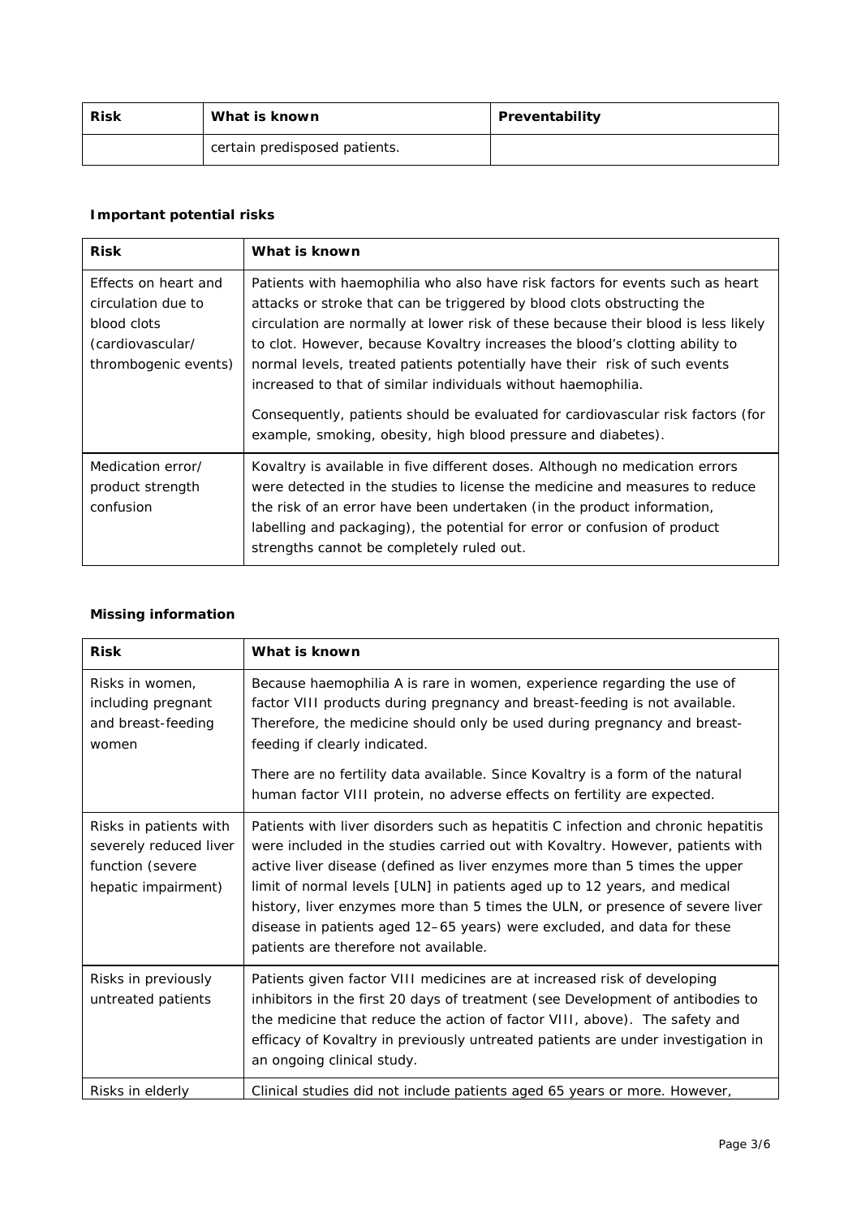| Risk | What is known | Preventability |
|---|---|---|
| | certain predisposed patients. | |

**Important potential risks**

| Risk | What is known |
|---|---|
| Effects on heart and circulation due to blood clots (cardiovascular/ thrombogenic events) | Patients with haemophilia who also have risk factors for events such as heart attacks or stroke that can be triggered by blood clots obstructing the circulation are normally at lower risk of these because their blood is less likely to clot. However, because Kovaltry increases the blood's clotting ability to normal levels, treated patients potentially have their risk of such events increased to that of similar individuals without haemophilia.<br><br>Consequently, patients should be evaluated for cardiovascular risk factors (for example, smoking, obesity, high blood pressure and diabetes). |
| Medication error/ product strength confusion | Kovaltry is available in five different doses. Although no medication errors were detected in the studies to license the medicine and measures to reduce the risk of an error have been undertaken (in the product information, labelling and packaging), the potential for error or confusion of product strengths cannot be completely ruled out. |

**Missing information**

| Risk | What is known |
|---|---|
| Risks in women, including pregnant and breast-feeding women | Because haemophilia A is rare in women, experience regarding the use of factor VIII products during pregnancy and breast-feeding is not available. Therefore, the medicine should only be used during pregnancy and breast-feeding if clearly indicated.<br><br>There are no fertility data available. Since Kovaltry is a form of the natural human factor VIII protein, no adverse effects on fertility are expected. |
| Risks in patients with severely reduced liver function (severe hepatic impairment) | Patients with liver disorders such as hepatitis C infection and chronic hepatitis were included in the studies carried out with Kovaltry. However, patients with active liver disease (defined as liver enzymes more than 5 times the upper limit of normal levels [ULN] in patients aged up to 12 years, and medical history, liver enzymes more than 5 times the ULN, or presence of severe liver disease in patients aged 12–65 years) were excluded, and data for these patients are therefore not available. |
| Risks in previously untreated patients | Patients given factor VIII medicines are at increased risk of developing inhibitors in the first 20 days of treatment (see Development of antibodies to the medicine that reduce the action of factor VIII, above). The safety and efficacy of Kovaltry in previously untreated patients are under investigation in an ongoing clinical study. |
| Risks in elderly | Clinical studies did not include patients aged 65 years or more. However, |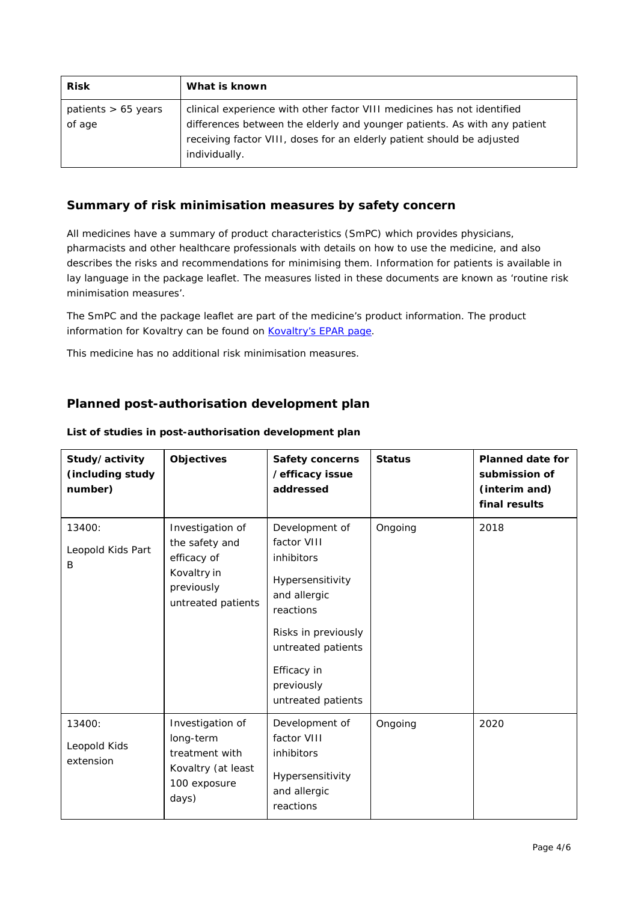| Risk | What is known |
|---|---|
| patients > 65 years of age | clinical experience with other factor VIII medicines has not identified differences between the elderly and younger patients. As with any patient receiving factor VIII, doses for an elderly patient should be adjusted individually. |

## Summary of risk minimisation measures by safety concern

All medicines have a summary of product characteristics (SmPC) which provides physicians, pharmacists and other healthcare professionals with details on how to use the medicine, and also describes the risks and recommendations for minimising them. Information for patients is available in lay language in the package leaflet. The measures listed in these documents are known as 'routine risk minimisation measures'.

The SmPC and the package leaflet are part of the medicine's product information. The product information for Kovaltry can be found on Kovaltry's EPAR page.

This medicine has no additional risk minimisation measures.

## Planned post-authorisation development plan

**List of studies in post-authorisation development plan**

| Study/activity (including study number) | Objectives | Safety concerns /efficacy issue addressed | Status | Planned date for submission of (interim and) final results |
|---|---|---|---|---|
| 13400: Leopold Kids Part B | Investigation of the safety and efficacy of Kovaltry in previously untreated patients | Development of factor VIII inhibitors<br><br>Hypersensitivity and allergic reactions<br><br>Risks in previously untreated patients<br><br>Efficacy in previously untreated patients | Ongoing | 2018 |
| 13400: Leopold Kids extension | Investigation of long-term treatment with Kovaltry (at least 100 exposure days) | Development of factor VIII inhibitors<br><br>Hypersensitivity and allergic reactions | Ongoing | 2020 |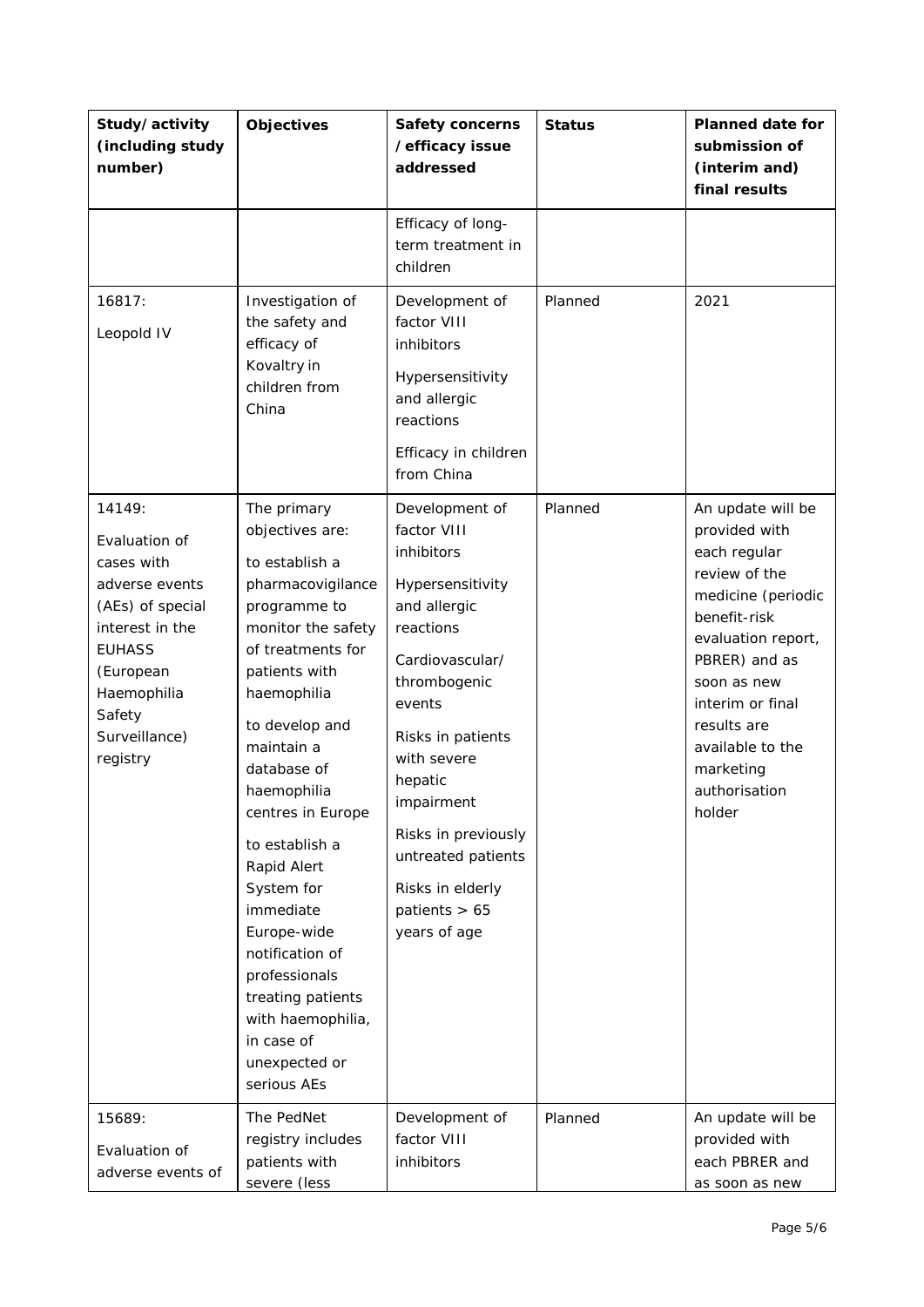| Study/activity (including study number) | Objectives | Safety concerns /efficacy issue addressed | Status | Planned date for submission of (interim and) final results |
|---|---|---|---|---|
| | | Efficacy of long-term treatment in children | | |
| 16817:<br>Leopold IV | Investigation of the safety and efficacy of Kovaltry in children from China | Development of factor VIII inhibitors<br>Hypersensitivity and allergic reactions<br>Efficacy in children from China | Planned | 2021 |
| 14149:<br>Evaluation of cases with adverse events (AEs) of special interest in the EUHASS (European Haemophilia Safety Surveillance) registry | The primary objectives are:<br>to establish a pharmacovigilance programme to monitor the safety of treatments for patients with haemophilia<br>to develop and maintain a database of haemophilia centres in Europe<br>to establish a Rapid Alert System for immediate Europe-wide notification of professionals treating patients with haemophilia, in case of unexpected or serious AEs | Development of factor VIII inhibitors<br>Hypersensitivity and allergic reactions<br>Cardiovascular/ thrombogenic events<br>Risks in patients with severe hepatic impairment<br>Risks in previously untreated patients<br>Risks in elderly patients > 65 years of age | Planned | An update will be provided with each regular review of the medicine (periodic benefit-risk evaluation report, PBRER) and as soon as new interim or final results are available to the marketing authorisation holder |
| 15689:<br>Evaluation of adverse events of | The PedNet registry includes patients with severe (less | Development of factor VIII inhibitors | Planned | An update will be provided with each PBRER and as soon as new |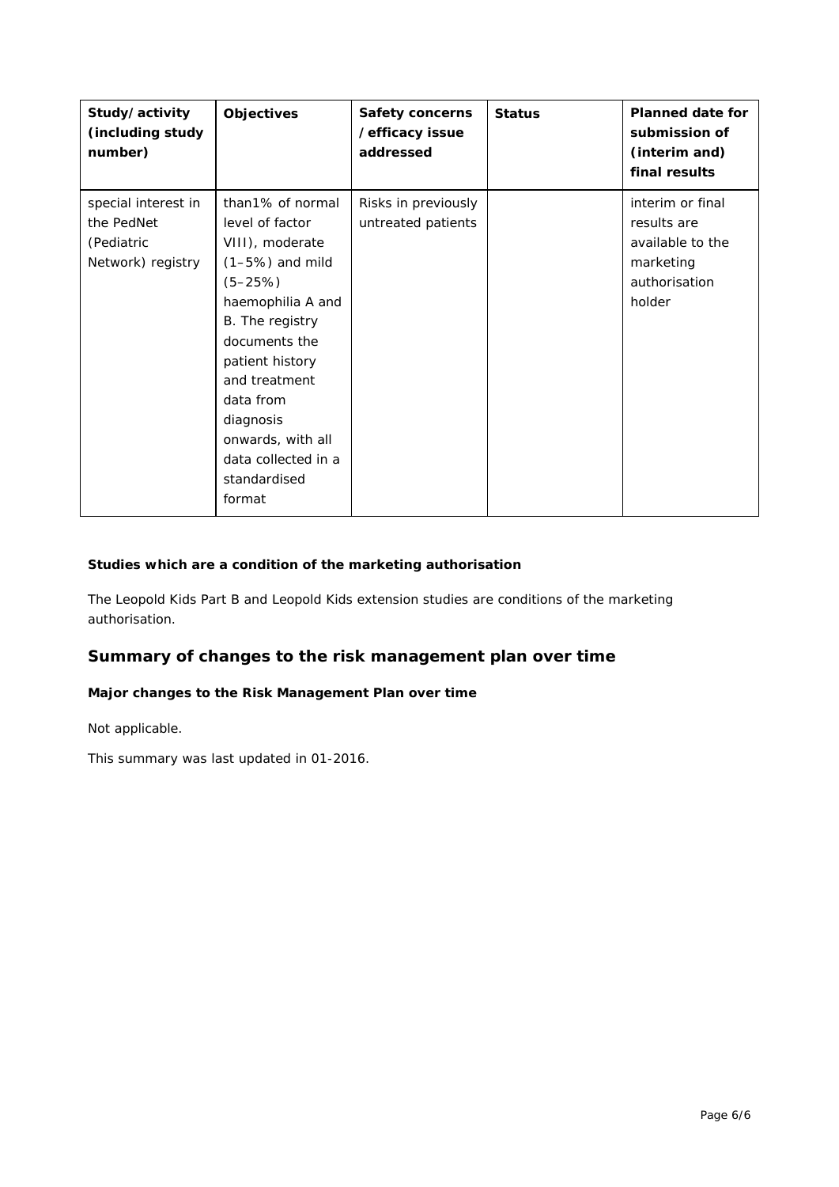| Study/activity (including study number) | Objectives | Safety concerns /efficacy issue addressed | Status | Planned date for submission of (interim and) final results |
|---|---|---|---|---|
| special interest in the PedNet (Pediatric Network) registry | than1% of normal level of factor VIII), moderate (1–5%) and mild (5–25%) haemophilia A and B. The registry documents the patient history and treatment data from diagnosis onwards, with all data collected in a standardised format | Risks in previously untreated patients | | interim or final results are available to the marketing authorisation holder |

**Studies which are a condition of the marketing authorisation**

The Leopold Kids Part B and Leopold Kids extension studies are conditions of the marketing authorisation.

## Summary of changes to the risk management plan over time

**Major changes to the Risk Management Plan over time**

Not applicable.

This summary was last updated in 01-2016.